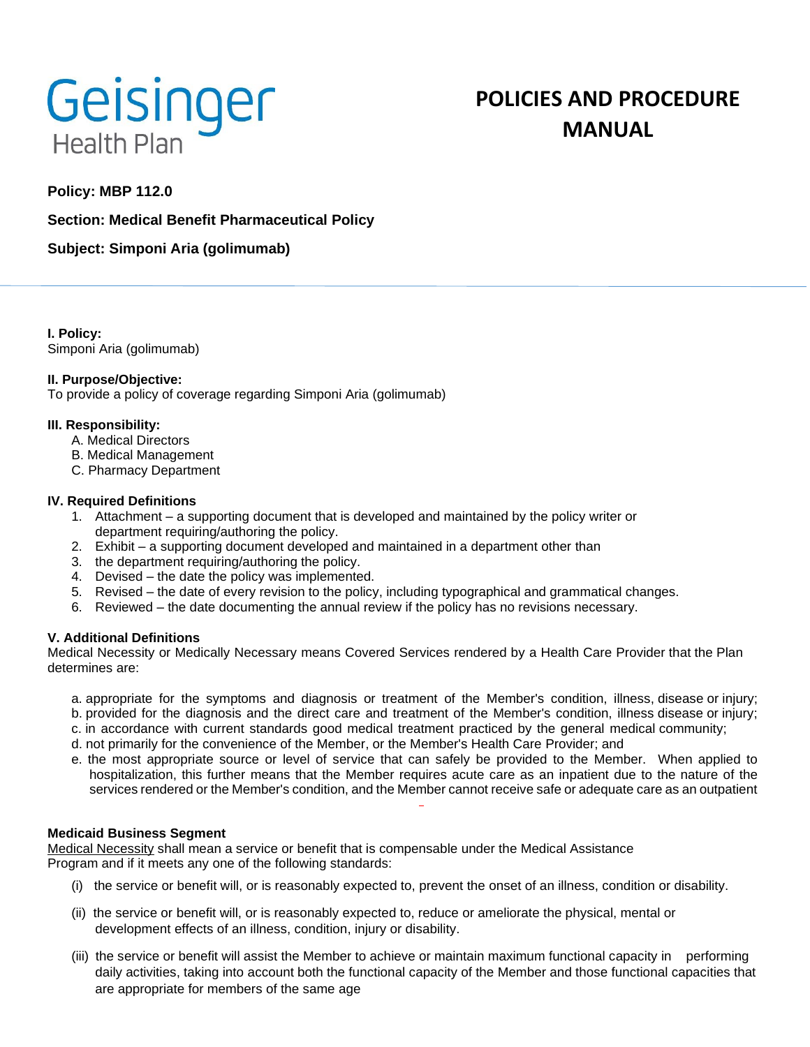Geisinger
Health Plan

# POLICIES AND PROCEDURE MANUAL

**Policy: MBP 112.0**

**Section: Medical Benefit Pharmaceutical Policy**

**Subject: Simponi Aria (golimumab)**

**I. Policy:**
Simponi Aria (golimumab)

**II. Purpose/Objective:**
To provide a policy of coverage regarding Simponi Aria (golimumab)

**III. Responsibility:**

A. Medical Directors
B. Medical Management
C. Pharmacy Department

**IV. Required Definitions**

1. Attachment – a supporting document that is developed and maintained by the policy writer or department requiring/authoring the policy.
2. Exhibit – a supporting document developed and maintained in a department other than
3. the department requiring/authoring the policy.
4. Devised – the date the policy was implemented.
5. Revised – the date of every revision to the policy, including typographical and grammatical changes.
6. Reviewed – the date documenting the annual review if the policy has no revisions necessary.

**V. Additional Definitions**
Medical Necessity or Medically Necessary means Covered Services rendered by a Health Care Provider that the Plan determines are:

a. appropriate for the symptoms and diagnosis or treatment of the Member's condition, illness, disease or injury;
b. provided for the diagnosis and the direct care and treatment of the Member's condition, illness disease or injury;
c. in accordance with current standards good medical treatment practiced by the general medical community;
d. not primarily for the convenience of the Member, or the Member's Health Care Provider; and
e. the most appropriate source or level of service that can safely be provided to the Member. When applied to hospitalization, this further means that the Member requires acute care as an inpatient due to the nature of the services rendered or the Member's condition, and the Member cannot receive safe or adequate care as an outpatient

**Medicaid Business Segment**
Medical Necessity shall mean a service or benefit that is compensable under the Medical Assistance Program and if it meets any one of the following standards:

(i) the service or benefit will, or is reasonably expected to, prevent the onset of an illness, condition or disability.

(ii) the service or benefit will, or is reasonably expected to, reduce or ameliorate the physical, mental or development effects of an illness, condition, injury or disability.

(iii) the service or benefit will assist the Member to achieve or maintain maximum functional capacity in performing daily activities, taking into account both the functional capacity of the Member and those functional capacities that are appropriate for members of the same age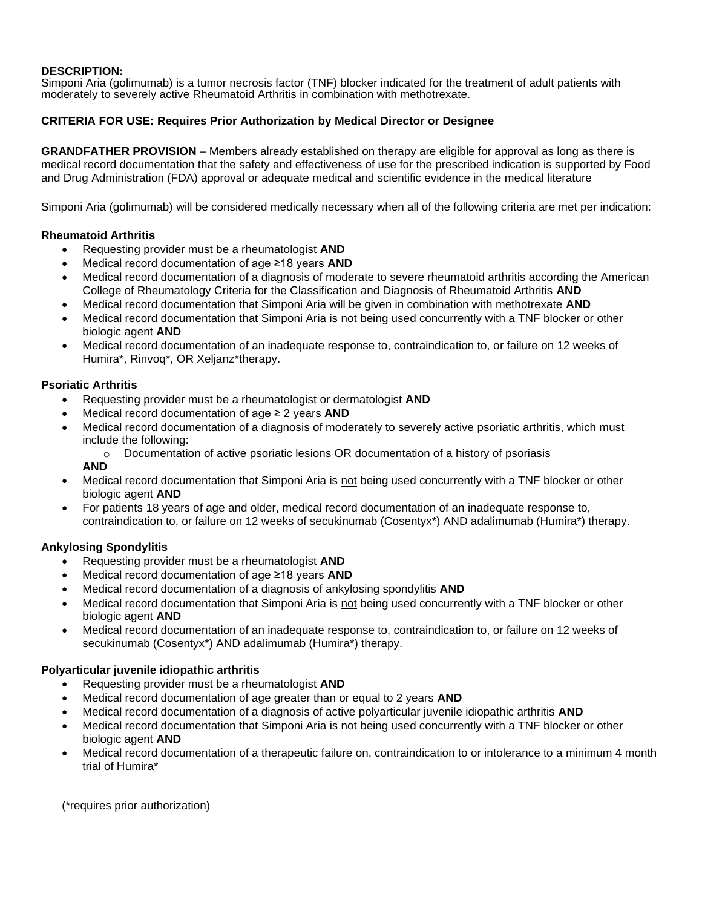**DESCRIPTION:**
Simponi Aria (golimumab) is a tumor necrosis factor (TNF) blocker indicated for the treatment of adult patients with moderately to severely active Rheumatoid Arthritis in combination with methotrexate.

**CRITERIA FOR USE: Requires Prior Authorization by Medical Director or Designee**

**GRANDFATHER PROVISION** – Members already established on therapy are eligible for approval as long as there is medical record documentation that the safety and effectiveness of use for the prescribed indication is supported by Food and Drug Administration (FDA) approval or adequate medical and scientific evidence in the medical literature

Simponi Aria (golimumab) will be considered medically necessary when all of the following criteria are met per indication:

**Rheumatoid Arthritis**

- Requesting provider must be a rheumatologist **AND**
- Medical record documentation of age ≥18 years **AND**
- Medical record documentation of a diagnosis of moderate to severe rheumatoid arthritis according the American College of Rheumatology Criteria for the Classification and Diagnosis of Rheumatoid Arthritis **AND**
- Medical record documentation that Simponi Aria will be given in combination with methotrexate **AND**
- Medical record documentation that Simponi Aria is not being used concurrently with a TNF blocker or other biologic agent **AND**
- Medical record documentation of an inadequate response to, contraindication to, or failure on 12 weeks of Humira*, Rinvoq*, OR Xeljanz*therapy.

**Psoriatic Arthritis**

- Requesting provider must be a rheumatologist or dermatologist **AND**
- Medical record documentation of age ≥ 2 years **AND**
- Medical record documentation of a diagnosis of moderately to severely active psoriatic arthritis, which must include the following:
  - Documentation of active psoriatic lesions OR documentation of a history of psoriasis

  **AND**
- Medical record documentation that Simponi Aria is not being used concurrently with a TNF blocker or other biologic agent **AND**
- For patients 18 years of age and older, medical record documentation of an inadequate response to, contraindication to, or failure on 12 weeks of secukinumab (Cosentyx*) AND adalimumab (Humira*) therapy.

**Ankylosing Spondylitis**

- Requesting provider must be a rheumatologist **AND**
- Medical record documentation of age ≥18 years **AND**
- Medical record documentation of a diagnosis of ankylosing spondylitis **AND**
- Medical record documentation that Simponi Aria is not being used concurrently with a TNF blocker or other biologic agent **AND**
- Medical record documentation of an inadequate response to, contraindication to, or failure on 12 weeks of secukinumab (Cosentyx*) AND adalimumab (Humira*) therapy.

**Polyarticular juvenile idiopathic arthritis**

- Requesting provider must be a rheumatologist **AND**
- Medical record documentation of age greater than or equal to 2 years **AND**
- Medical record documentation of a diagnosis of active polyarticular juvenile idiopathic arthritis **AND**
- Medical record documentation that Simponi Aria is not being used concurrently with a TNF blocker or other biologic agent **AND**
- Medical record documentation of a therapeutic failure on, contraindication to or intolerance to a minimum 4 month trial of Humira*

(*requires prior authorization)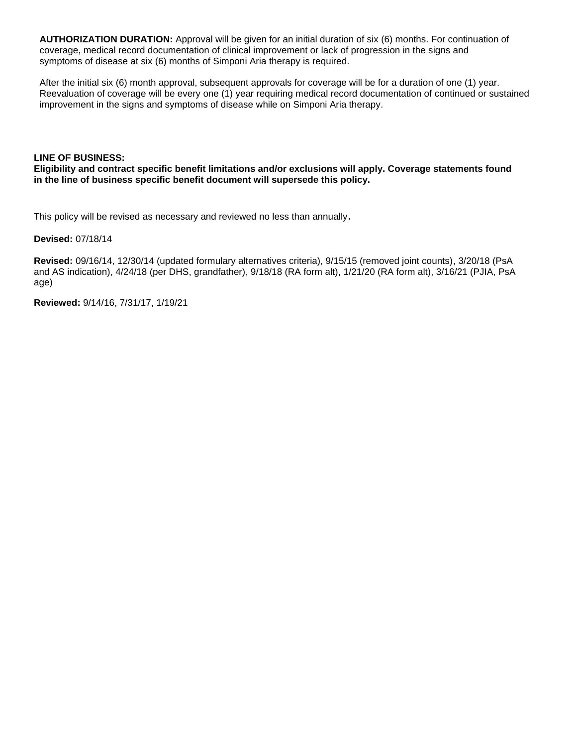**AUTHORIZATION DURATION:** Approval will be given for an initial duration of six (6) months. For continuation of coverage, medical record documentation of clinical improvement or lack of progression in the signs and symptoms of disease at six (6) months of Simponi Aria therapy is required.

After the initial six (6) month approval, subsequent approvals for coverage will be for a duration of one (1) year. Reevaluation of coverage will be every one (1) year requiring medical record documentation of continued or sustained improvement in the signs and symptoms of disease while on Simponi Aria therapy.

**LINE OF BUSINESS:**
**Eligibility and contract specific benefit limitations and/or exclusions will apply. Coverage statements found in the line of business specific benefit document will supersede this policy.**

This policy will be revised as necessary and reviewed no less than annually.

**Devised:** 07/18/14

**Revised:** 09/16/14, 12/30/14 (updated formulary alternatives criteria), 9/15/15 (removed joint counts), 3/20/18 (PsA and AS indication), 4/24/18 (per DHS, grandfather), 9/18/18 (RA form alt), 1/21/20 (RA form alt), 3/16/21 (PJIA, PsA age)

**Reviewed:** 9/14/16, 7/31/17, 1/19/21